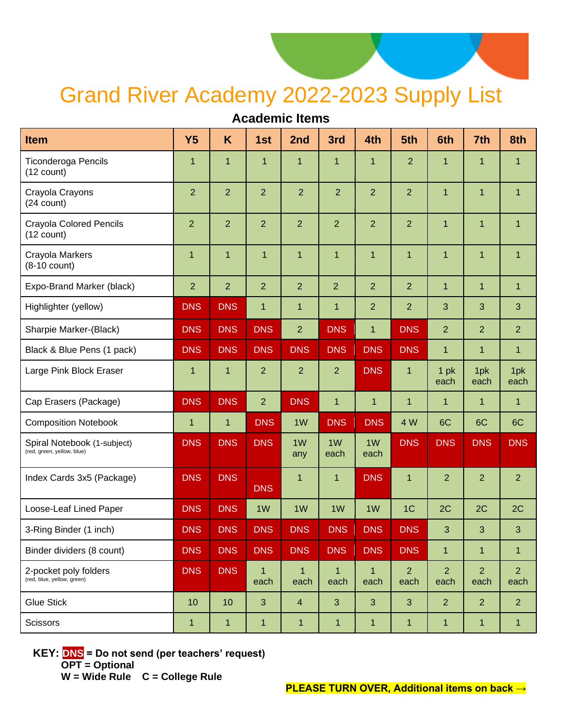# Grand River Academy 2022-2023 Supply List

## Academic Items

| Item | Y5 | K | 1st | 2nd | 3rd | 4th | 5th | 6th | 7th | 8th |
|---|---|---|---|---|---|---|---|---|---|---|
| Ticonderoga Pencils (12 count) | 1 | 1 | 1 | 1 | 1 | 1 | 2 | 1 | 1 | 1 |
| Crayola Crayons (24 count) | 2 | 2 | 2 | 2 | 2 | 2 | 2 | 1 | 1 | 1 |
| Crayola Colored Pencils (12 count) | 2 | 2 | 2 | 2 | 2 | 2 | 2 | 1 | 1 | 1 |
| Crayola Markers (8-10 count) | 1 | 1 | 1 | 1 | 1 | 1 | 1 | 1 | 1 | 1 |
| Expo-Brand Marker (black) | 2 | 2 | 2 | 2 | 2 | 2 | 2 | 1 | 1 | 1 |
| Highlighter (yellow) | DNS | DNS | 1 | 1 | 1 | 2 | 2 | 3 | 3 | 3 |
| Sharpie Marker-(Black) | DNS | DNS | DNS | 2 | DNS | 1 | DNS | 2 | 2 | 2 |
| Black & Blue Pens (1 pack) | DNS | DNS | DNS | DNS | DNS | DNS | DNS | 1 | 1 | 1 |
| Large Pink Block Eraser | 1 | 1 | 2 | 2 | 2 | DNS | 1 | 1 pk each | 1pk each | 1pk each |
| Cap Erasers (Package) | DNS | DNS | 2 | DNS | 1 | 1 | 1 | 1 | 1 | 1 |
| Composition Notebook | 1 | 1 | DNS | 1W | DNS | DNS | 4 W | 6C | 6C | 6C |
| Spiral Notebook (1-subject) (red, green, yellow, blue) | DNS | DNS | DNS | 1W any | 1W each | 1W each | DNS | DNS | DNS | DNS |
| Index Cards 3x5 (Package) | DNS | DNS | DNS | 1 | 1 | DNS | 1 | 2 | 2 | 2 |
| Loose-Leaf Lined Paper | DNS | DNS | 1W | 1W | 1W | 1W | 1C | 2C | 2C | 2C |
| 3-Ring Binder (1 inch) | DNS | DNS | DNS | DNS | DNS | DNS | DNS | 3 | 3 | 3 |
| Binder dividers (8 count) | DNS | DNS | DNS | DNS | DNS | DNS | DNS | 1 | 1 | 1 |
| 2-pocket poly folders (red, blue, yellow, green) | DNS | DNS | 1 each | 1 each | 1 each | 1 each | 2 each | 2 each | 2 each | 2 each |
| Glue Stick | 10 | 10 | 3 | 4 | 3 | 3 | 3 | 2 | 2 | 2 |
| Scissors | 1 | 1 | 1 | 1 | 1 | 1 | 1 | 1 | 1 | 1 |

**KEY: DNS = Do not send (per teachers' request)**
**OPT = Optional**
**W = Wide Rule C = College Rule**

**PLEASE TURN OVER, Additional items on back →**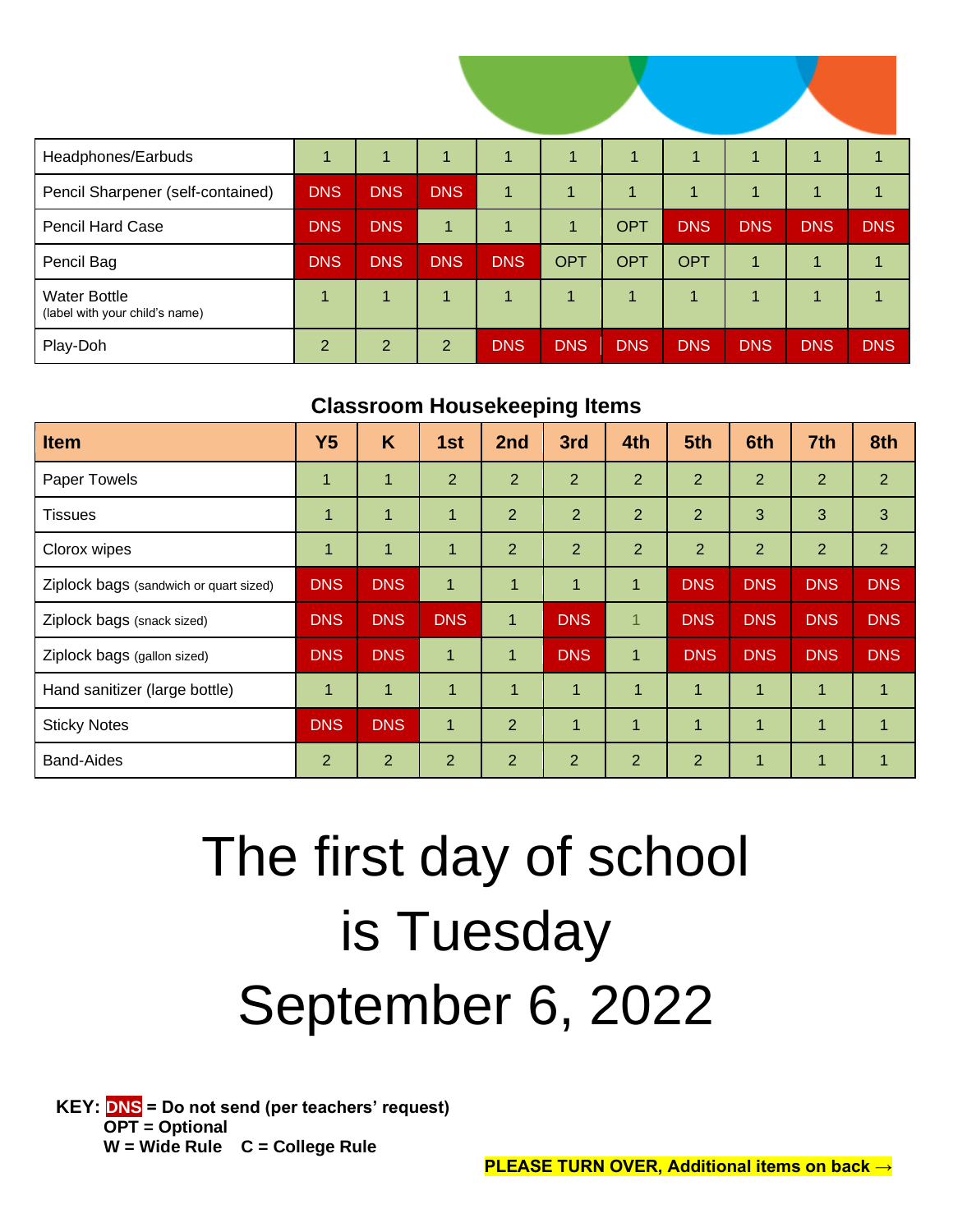| | | | | | | | | | | |
|---|---|---|---|---|---|---|---|---|---|---|
| Headphones/Earbuds | 1 | 1 | 1 | 1 | 1 | 1 | 1 | 1 | 1 | 1 |
| Pencil Sharpener (self-contained) | DNS | DNS | DNS | 1 | 1 | 1 | 1 | 1 | 1 | 1 |
| Pencil Hard Case | DNS | DNS | 1 | 1 | 1 | OPT | DNS | DNS | DNS | DNS |
| Pencil Bag | DNS | DNS | DNS | DNS | OPT | OPT | OPT | 1 | 1 | 1 |
| Water Bottle (label with your child's name) | 1 | 1 | 1 | 1 | 1 | 1 | 1 | 1 | 1 | 1 |
| Play-Doh | 2 | 2 | 2 | DNS | DNS | DNS | DNS | DNS | DNS | DNS |

## Classroom Housekeeping Items

| Item | Y5 | K | 1st | 2nd | 3rd | 4th | 5th | 6th | 7th | 8th |
|---|---|---|---|---|---|---|---|---|---|---|
| Paper Towels | 1 | 1 | 2 | 2 | 2 | 2 | 2 | 2 | 2 | 2 |
| Tissues | 1 | 1 | 1 | 2 | 2 | 2 | 2 | 3 | 3 | 3 |
| Clorox wipes | 1 | 1 | 1 | 2 | 2 | 2 | 2 | 2 | 2 | 2 |
| Ziplock bags (sandwich or quart sized) | DNS | DNS | 1 | 1 | 1 | 1 | DNS | DNS | DNS | DNS |
| Ziplock bags (snack sized) | DNS | DNS | DNS | 1 | DNS | 1 | DNS | DNS | DNS | DNS |
| Ziplock bags (gallon sized) | DNS | DNS | 1 | 1 | DNS | 1 | DNS | DNS | DNS | DNS |
| Hand sanitizer (large bottle) | 1 | 1 | 1 | 1 | 1 | 1 | 1 | 1 | 1 | 1 |
| Sticky Notes | DNS | DNS | 1 | 2 | 1 | 1 | 1 | 1 | 1 | 1 |
| Band-Aides | 2 | 2 | 2 | 2 | 2 | 2 | 2 | 1 | 1 | 1 |

# The first day of school is Tuesday September 6, 2022

**KEY: DNS = Do not send (per teachers' request)**
**OPT = Optional**
**W = Wide Rule C = College Rule**

**PLEASE TURN OVER, Additional items on back →**